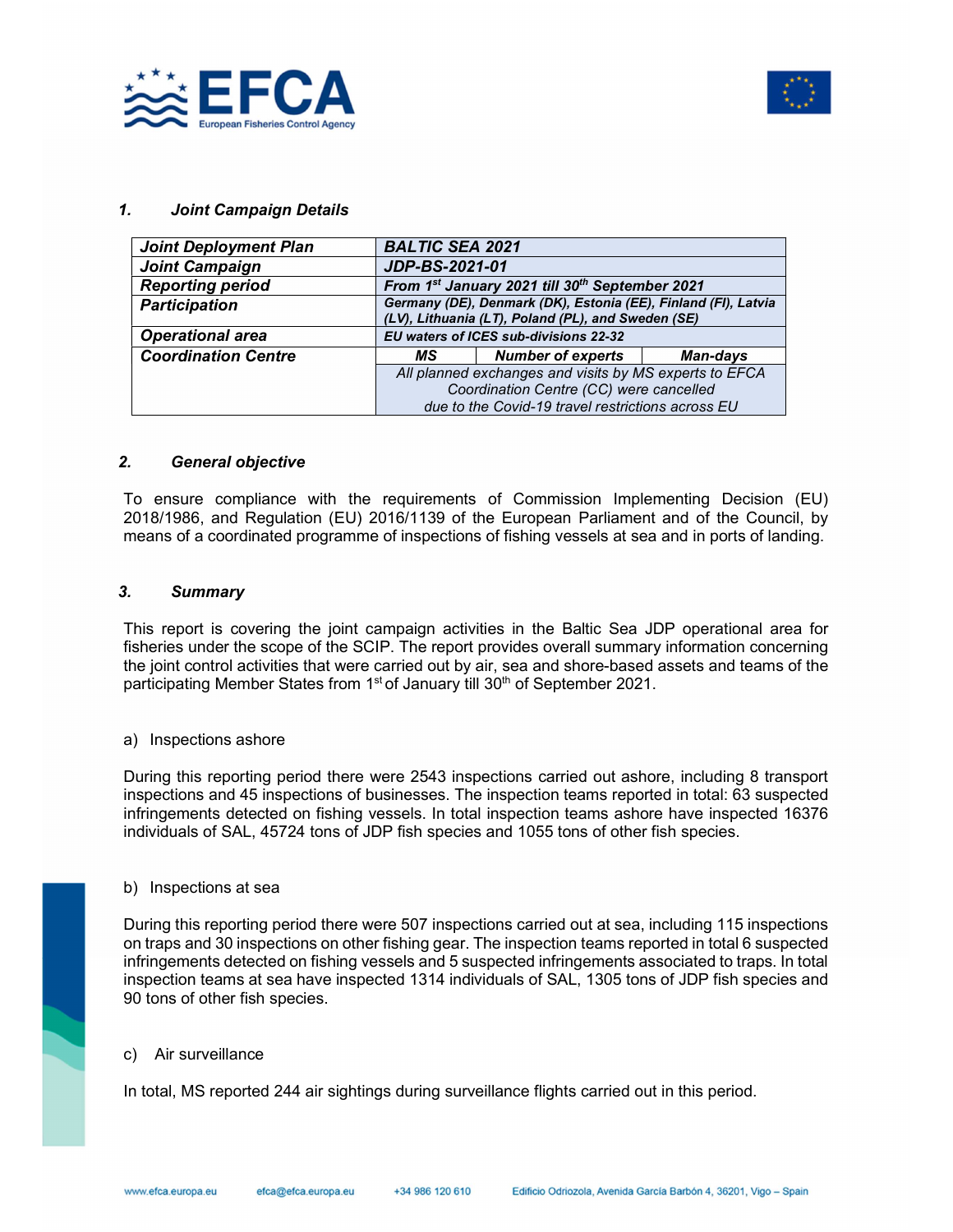## 1. Joint Campaign Details

| | | | |
|---|---|---|---|
| ***Joint Deployment Plan*** | ***BALTIC SEA 2021*** | | |
| ***Joint Campaign*** | ***JDP-BS-2021-01*** | | |
| ***Reporting period*** | ***From 1st January 2021 till 30th September 2021*** | | |
| ***Participation*** | ***Germany (DE), Denmark (DK), Estonia (EE), Finland (FI), Latvia (LV), Lithuania (LT), Poland (PL), and Sweden (SE)*** | | |
| ***Operational area*** | ***EU waters of ICES sub-divisions 22-32*** | | |
| ***Coordination Centre*** | ***MS*** | ***Number of experts*** | ***Man-days*** |
| | *All planned exchanges and visits by MS experts to EFCA Coordination Centre (CC) were cancelled due to the Covid-19 travel restrictions across EU* | | |

## 2. General objective

To ensure compliance with the requirements of Commission Implementing Decision (EU) 2018/1986, and Regulation (EU) 2016/1139 of the European Parliament and of the Council, by means of a coordinated programme of inspections of fishing vessels at sea and in ports of landing.

## 3. Summary

This report is covering the joint campaign activities in the Baltic Sea JDP operational area for fisheries under the scope of the SCIP. The report provides overall summary information concerning the joint control activities that were carried out by air, sea and shore-based assets and teams of the participating Member States from 1st of January till 30th of September 2021.

a) Inspections ashore

During this reporting period there were 2543 inspections carried out ashore, including 8 transport inspections and 45 inspections of businesses. The inspection teams reported in total: 63 suspected infringements detected on fishing vessels. In total inspection teams ashore have inspected 16376 individuals of SAL, 45724 tons of JDP fish species and 1055 tons of other fish species.

b) Inspections at sea

During this reporting period there were 507 inspections carried out at sea, including 115 inspections on traps and 30 inspections on other fishing gear. The inspection teams reported in total 6 suspected infringements detected on fishing vessels and 5 suspected infringements associated to traps. In total inspection teams at sea have inspected 1314 individuals of SAL, 1305 tons of JDP fish species and 90 tons of other fish species.

c) Air surveillance

In total, MS reported 244 air sightings during surveillance flights carried out in this period.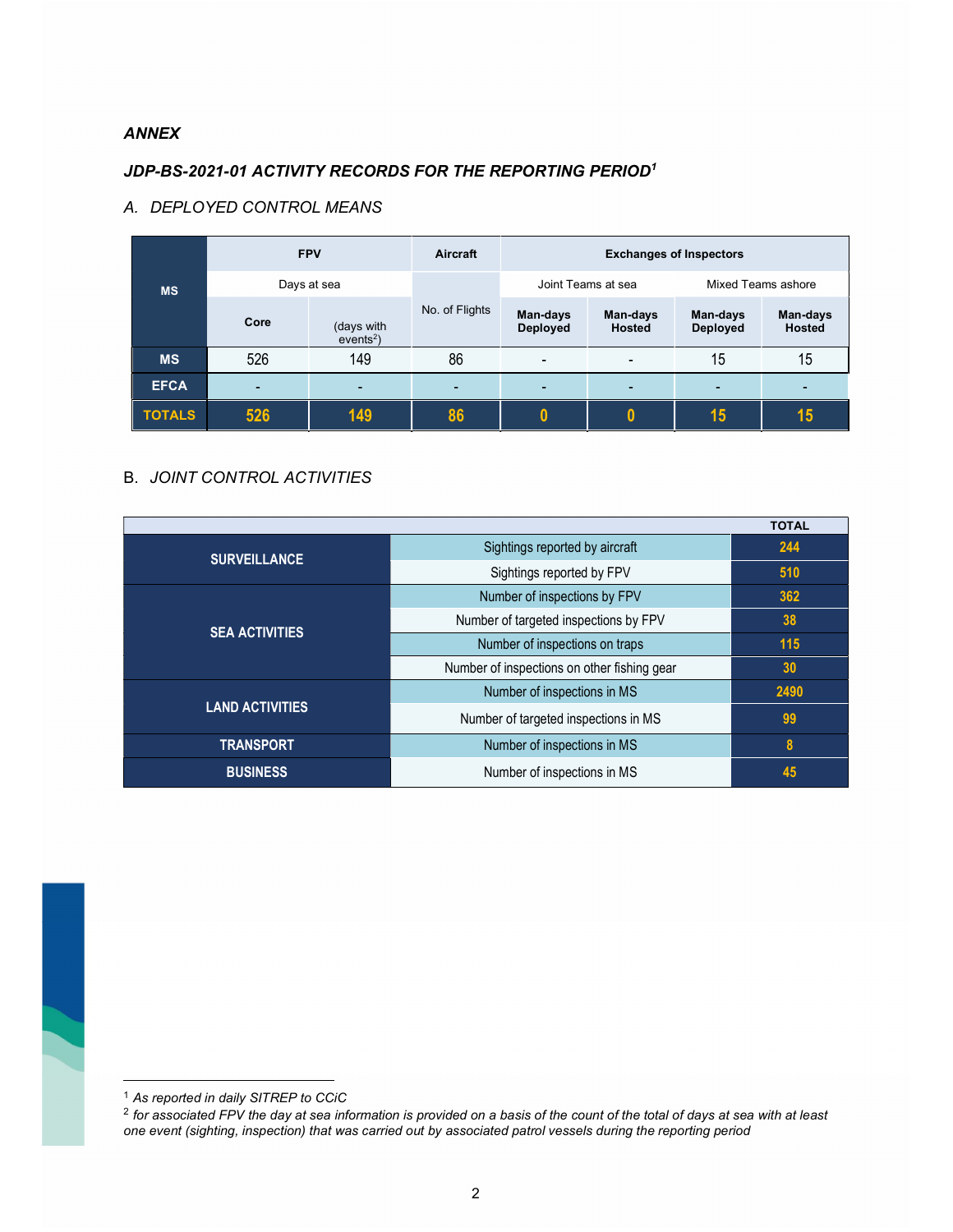## *ANNEX*

### *JDP-BS-2021-01 ACTIVITY RECORDS FOR THE REPORTING PERIOD*[1]

### A. *DEPLOYED CONTROL MEANS*

| MS | FPV | | Aircraft | Exchanges of Inspectors | | | |
|---|---|---|---|---|---|---|---|
| | Days at sea | | No. of Flights | Joint Teams at sea | | Mixed Teams ashore | |
| | **Core** | (days with events[2]) | | **Man-days Deployed** | **Man-days Hosted** | **Man-days Deployed** | **Man-days Hosted** |
| **MS** | 526 | 149 | 86 | - | - | 15 | 15 |
| **EFCA** | - | - | - | - | - | - | - |
| **TOTALS** | **526** | **149** | **86** | **0** | **0** | **15** | **15** |

### B. *JOINT CONTROL ACTIVITIES*

| | | **TOTAL** |
|---|---|---|
| **SURVEILLANCE** | Sightings reported by aircraft | **244** |
| | Sightings reported by FPV | **510** |
| **SEA ACTIVITIES** | Number of inspections by FPV | **362** |
| | Number of targeted inspections by FPV | **38** |
| | Number of inspections on traps | **115** |
| | Number of inspections on other fishing gear | **30** |
| **LAND ACTIVITIES** | Number of inspections in MS | **2490** |
| | Number of targeted inspections in MS | **99** |
| **TRANSPORT** | Number of inspections in MS | **8** |
| **BUSINESS** | Number of inspections in MS | **45** |

---

[1] *As reported in daily SITREP to CCiC*

[2] *for associated FPV the day at sea information is provided on a basis of the count of the total of days at sea with at least one event (sighting, inspection) that was carried out by associated patrol vessels during the reporting period*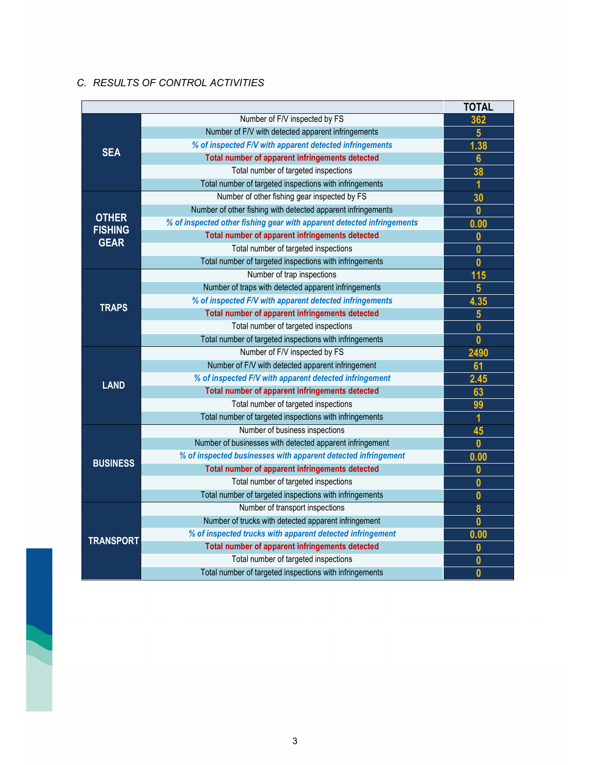### C. RESULTS OF CONTROL ACTIVITIES

| | | TOTAL |
|---|---|---|
| SEA | Number of F/V inspected by FS | 362 |
| | Number of F/V with detected apparent infringements | 5 |
| | *% of inspected F/V with apparent detected infringements* | 1.38 |
| | **Total number of apparent infringements detected** | 6 |
| | Total number of targeted inspections | 38 |
| | Total number of targeted inspections with infringements | 1 |
| OTHER FISHING GEAR | Number of other fishing gear inspected by FS | 30 |
| | Number of other fishing with detected apparent infringements | 0 |
| | *% of inspected other fishing gear with apparent detected infringements* | 0.00 |
| | **Total number of apparent infringements detected** | 0 |
| | Total number of targeted inspections | 0 |
| | Total number of targeted inspections with infringements | 0 |
| TRAPS | Number of trap inspections | 115 |
| | Number of traps with detected apparent infringements | 5 |
| | *% of inspected F/V with apparent detected infringements* | 4.35 |
| | **Total number of apparent infringements detected** | 5 |
| | Total number of targeted inspections | 0 |
| | Total number of targeted inspections with infringements | 0 |
| LAND | Number of F/V inspected by FS | 2490 |
| | Number of F/V with detected apparent infringement | 61 |
| | *% of inspected F/V with apparent detected infringement* | 2.45 |
| | **Total number of apparent infringements detected** | 63 |
| | Total number of targeted inspections | 99 |
| | Total number of targeted inspections with infringements | 1 |
| BUSINESS | Number of business inspections | 45 |
| | Number of businesses with detected apparent infringement | 0 |
| | *% of inspected businesses with apparent detected infringement* | 0.00 |
| | **Total number of apparent infringements detected** | 0 |
| | Total number of targeted inspections | 0 |
| | Total number of targeted inspections with infringements | 0 |
| TRANSPORT | Number of transport inspections | 8 |
| | Number of trucks with detected apparent infringement | 0 |
| | *% of inspected trucks with apparent detected infringement* | 0.00 |
| | **Total number of apparent infringements detected** | 0 |
| | Total number of targeted inspections | 0 |
| | Total number of targeted inspections with infringements | 0 |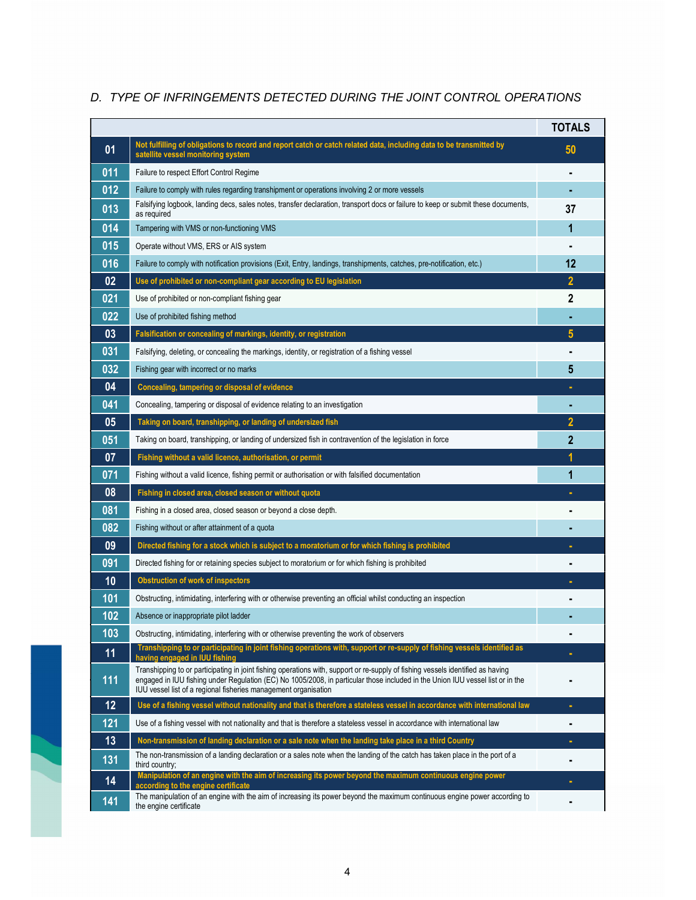## D. TYPE OF INFRINGEMENTS DETECTED DURING THE JOINT CONTROL OPERATIONS

| | | TOTALS |
|---|---|---|
| **01** | **Not fulfilling of obligations to record and report catch or catch related data, including data to be transmitted by satellite vessel monitoring system** | **50** |
| 011 | Failure to respect Effort Control Regime | - |
| 012 | Failure to comply with rules regarding transhipment or operations involving 2 or more vessels | - |
| 013 | Falsifying logbook, landing decs, sales notes, transfer declaration, transport docs or failure to keep or submit these documents, as required | 37 |
| 014 | Tampering with VMS or non-functioning VMS | 1 |
| 015 | Operate without VMS, ERS or AIS system | - |
| 016 | Failure to comply with notification provisions (Exit, Entry, landings, transhipments, catches, pre-notification, etc.) | 12 |
| **02** | **Use of prohibited or non-compliant gear according to EU legislation** | **2** |
| 021 | Use of prohibited or non-compliant fishing gear | 2 |
| 022 | Use of prohibited fishing method | - |
| **03** | **Falsification or concealing of markings, identity, or registration** | **5** |
| 031 | Falsifying, deleting, or concealing the markings, identity, or registration of a fishing vessel | - |
| 032 | Fishing gear with incorrect or no marks | 5 |
| **04** | **Concealing, tampering or disposal of evidence** | **-** |
| 041 | Concealing, tampering or disposal of evidence relating to an investigation | - |
| **05** | **Taking on board, transhipping, or landing of undersized fish** | **2** |
| 051 | Taking on board, transhipping, or landing of undersized fish in contravention of the legislation in force | 2 |
| **07** | **Fishing without a valid licence, authorisation, or permit** | **1** |
| 071 | Fishing without a valid licence, fishing permit or authorisation or with falsified documentation | 1 |
| **08** | **Fishing in closed area, closed season or without quota** | **-** |
| 081 | Fishing in a closed area, closed season or beyond a close depth. | - |
| 082 | Fishing without or after attainment of a quota | - |
| **09** | **Directed fishing for a stock which is subject to a moratorium or for which fishing is prohibited** | **-** |
| 091 | Directed fishing for or retaining species subject to moratorium or for which fishing is prohibited | - |
| **10** | **Obstruction of work of inspectors** | **-** |
| 101 | Obstructing, intimidating, interfering with or otherwise preventing an official whilst conducting an inspection | - |
| 102 | Absence or inappropriate pilot ladder | - |
| 103 | Obstructing, intimidating, interfering with or otherwise preventing the work of observers | - |
| **11** | **Transhipping to or participating in joint fishing operations with, support or re-supply of fishing vessels identified as having engaged in IUU fishing** | **-** |
| 111 | Transhipping to or participating in joint fishing operations with, support or re-supply of fishing vessels identified as having engaged in IUU fishing under Regulation (EC) No 1005/2008, in particular those included in the Union IUU vessel list or in the IUU vessel list of a regional fisheries management organisation | - |
| **12** | **Use of a fishing vessel without nationality and that is therefore a stateless vessel in accordance with international law** | **-** |
| 121 | Use of a fishing vessel with not nationality and that is therefore a stateless vessel in accordance with international law | - |
| **13** | **Non-transmission of landing declaration or a sale note when the landing take place in a third Country** | **-** |
| 131 | The non-transmission of a landing declaration or a sales note when the landing of the catch has taken place in the port of a third country; | - |
| **14** | **Manipulation of an engine with the aim of increasing its power beyond the maximum continuous engine power according to the engine certificate** | **-** |
| 141 | The manipulation of an engine with the aim of increasing its power beyond the maximum continuous engine power according to the engine certificate | - |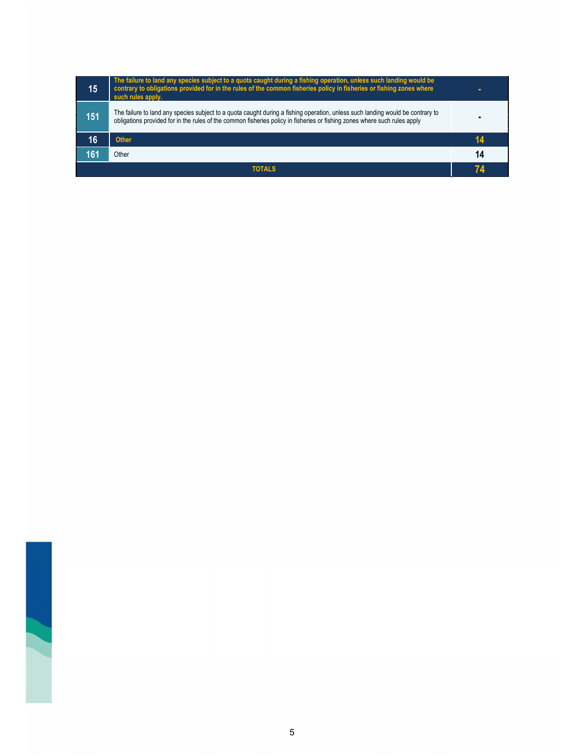| | | |
|---|---|---|
| 15 | **The failure to land any species subject to a quota caught during a fishing operation, unless such landing would be contrary to obligations provided for in the rules of the common fisheries policy in fisheries or fishing zones where such rules apply.** | **-** |
| 151 | The failure to land any species subject to a quota caught during a fishing operation, unless such landing would be contrary to obligations provided for in the rules of the common fisheries policy in fisheries or fishing zones where such rules apply | - |
| 16 | **Other** | **14** |
| 161 | Other | 14 |
| | **TOTALS** | **74** |